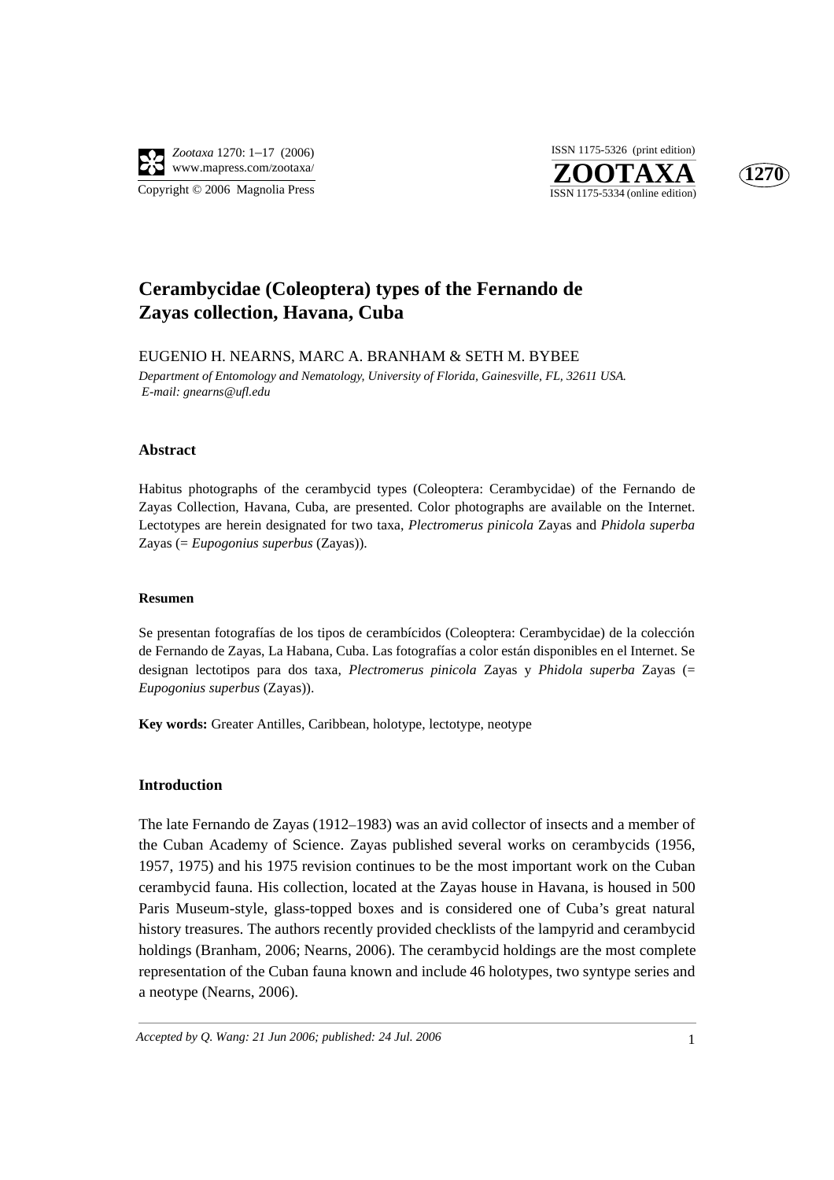# Cerambycidae (Coleoptera) types of the Fernando de Zayas collection, Havana, Cuba

EUGENIO H. NEARNS, MARC A. BRANHAM & SETH M. BYBEE

*Department of Entomology and Nematology, University of Florida, Gainesville, FL, 32611 USA.*
*E-mail: gnearns@ufl.edu*

## Abstract

Habitus photographs of the cerambycid types (Coleoptera: Cerambycidae) of the Fernando de Zayas Collection, Havana, Cuba, are presented. Color photographs are available on the Internet. Lectotypes are herein designated for two taxa, *Plectromerus pinicola* Zayas and *Phidola superba* Zayas (= *Eupogonius superbus* (Zayas)).

### Resumen

Se presentan fotografías de los tipos de cerambícidos (Coleoptera: Cerambycidae) de la colección de Fernando de Zayas, La Habana, Cuba. Las fotografías a color están disponibles en el Internet. Se designan lectotipos para dos taxa, *Plectromerus pinicola* Zayas y *Phidola superba* Zayas (= *Eupogonius superbus* (Zayas)).

**Key words:** Greater Antilles, Caribbean, holotype, lectotype, neotype

## Introduction

The late Fernando de Zayas (1912–1983) was an avid collector of insects and a member of the Cuban Academy of Science. Zayas published several works on cerambycids (1956, 1957, 1975) and his 1975 revision continues to be the most important work on the Cuban cerambycid fauna. His collection, located at the Zayas house in Havana, is housed in 500 Paris Museum-style, glass-topped boxes and is considered one of Cuba's great natural history treasures. The authors recently provided checklists of the lampyrid and cerambycid holdings (Branham, 2006; Nearns, 2006). The cerambycid holdings are the most complete representation of the Cuban fauna known and include 46 holotypes, two syntype series and a neotype (Nearns, 2006).

*Accepted by Q. Wang: 21 Jun 2006; published: 24 Jul. 2006*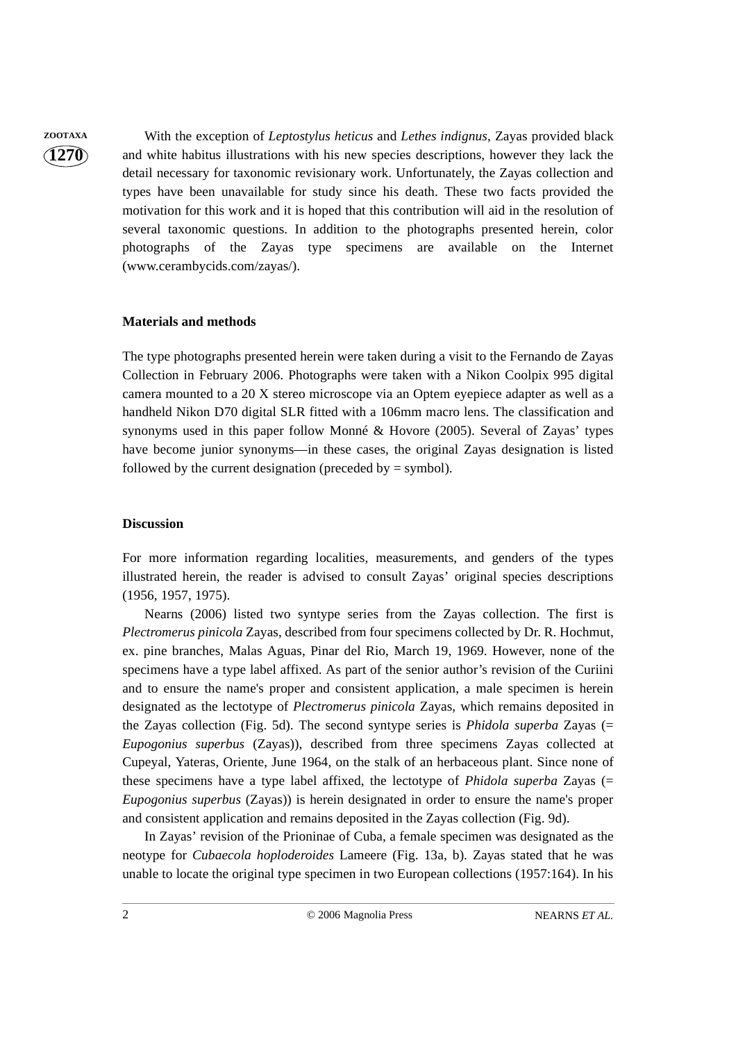With the exception of *Leptostylus heticus* and *Lethes indignus*, Zayas provided black and white habitus illustrations with his new species descriptions, however they lack the detail necessary for taxonomic revisionary work. Unfortunately, the Zayas collection and types have been unavailable for study since his death. These two facts provided the motivation for this work and it is hoped that this contribution will aid in the resolution of several taxonomic questions. In addition to the photographs presented herein, color photographs of the Zayas type specimens are available on the Internet (www.cerambycids.com/zayas/).

**Materials and methods**

The type photographs presented herein were taken during a visit to the Fernando de Zayas Collection in February 2006. Photographs were taken with a Nikon Coolpix 995 digital camera mounted to a 20 X stereo microscope via an Optem eyepiece adapter as well as a handheld Nikon D70 digital SLR fitted with a 106mm macro lens. The classification and synonyms used in this paper follow Monné & Hovore (2005). Several of Zayas' types have become junior synonyms—in these cases, the original Zayas designation is listed followed by the current designation (preceded by = symbol).

**Discussion**

For more information regarding localities, measurements, and genders of the types illustrated herein, the reader is advised to consult Zayas' original species descriptions (1956, 1957, 1975).

Nearns (2006) listed two syntype series from the Zayas collection. The first is *Plectromerus pinicola* Zayas, described from four specimens collected by Dr. R. Hochmut, ex. pine branches, Malas Aguas, Pinar del Rio, March 19, 1969. However, none of the specimens have a type label affixed. As part of the senior author's revision of the Curiini and to ensure the name's proper and consistent application, a male specimen is herein designated as the lectotype of *Plectromerus pinicola* Zayas, which remains deposited in the Zayas collection (Fig. 5d). The second syntype series is *Phidola superba* Zayas (= *Eupogonius superbus* (Zayas)), described from three specimens Zayas collected at Cupeyal, Yateras, Oriente, June 1964, on the stalk of an herbaceous plant. Since none of these specimens have a type label affixed, the lectotype of *Phidola superba* Zayas (= *Eupogonius superbus* (Zayas)) is herein designated in order to ensure the name's proper and consistent application and remains deposited in the Zayas collection (Fig. 9d).

In Zayas' revision of the Prioninae of Cuba, a female specimen was designated as the neotype for *Cubaecola hoploderoides* Lameere (Fig. 13a, b). Zayas stated that he was unable to locate the original type specimen in two European collections (1957:164). In his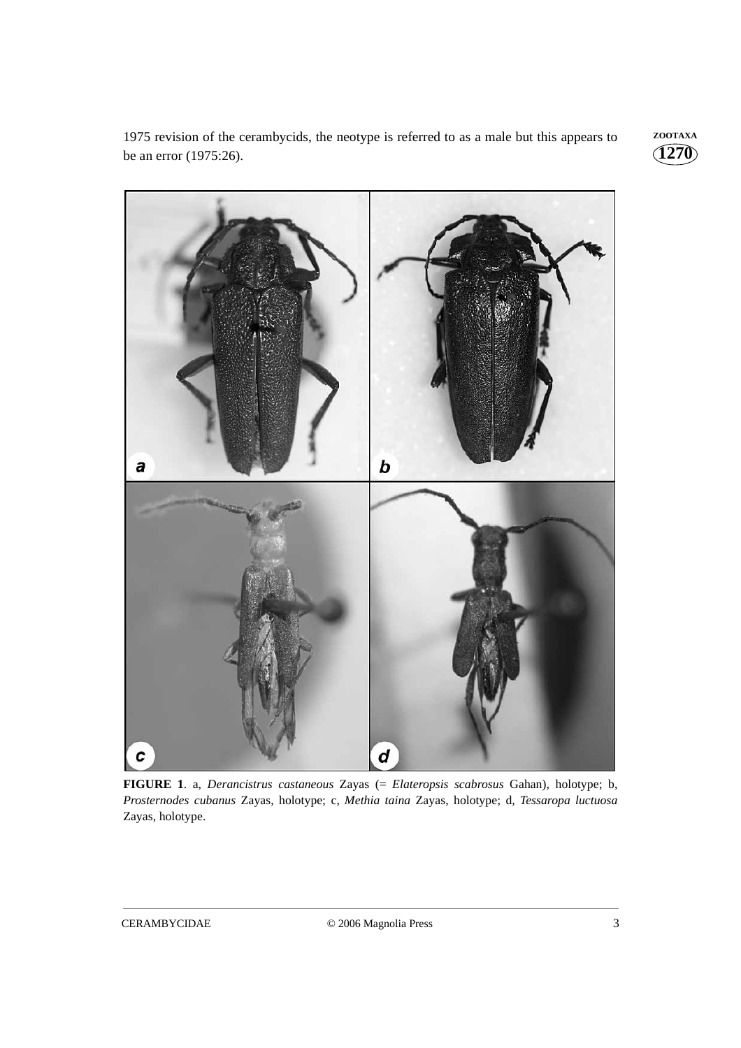1975 revision of the cerambycids, the neotype is referred to as a male but this appears to be an error (1975:26).

**FIGURE 1**. a, *Derancistrus castaneous* Zayas (= *Elateropsis scabrosus* Gahan), holotype; b, *Prosternodes cubanus* Zayas, holotype; c, *Methia taina* Zayas, holotype; d, *Tessaropa luctuosa* Zayas, holotype.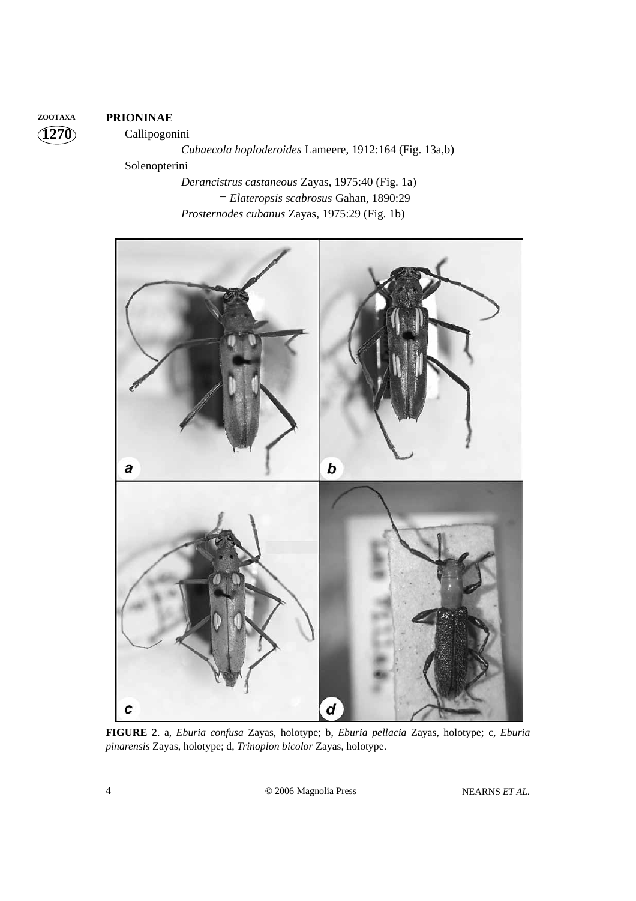**PRIONINAE**

Callipogonini

*Cubaecola hoploderoides* Lameere, 1912:164 (Fig. 13a,b)

Solenopterini

*Derancistrus castaneous* Zayas, 1975:40 (Fig. 1a)

= *Elateropsis scabrosus* Gahan, 1890:29

*Prosternodes cubanus* Zayas, 1975:29 (Fig. 1b)

**FIGURE 2**. a, *Eburia confusa* Zayas, holotype; b, *Eburia pellacia* Zayas, holotype; c, *Eburia pinarensis* Zayas, holotype; d, *Trinoplon bicolor* Zayas, holotype.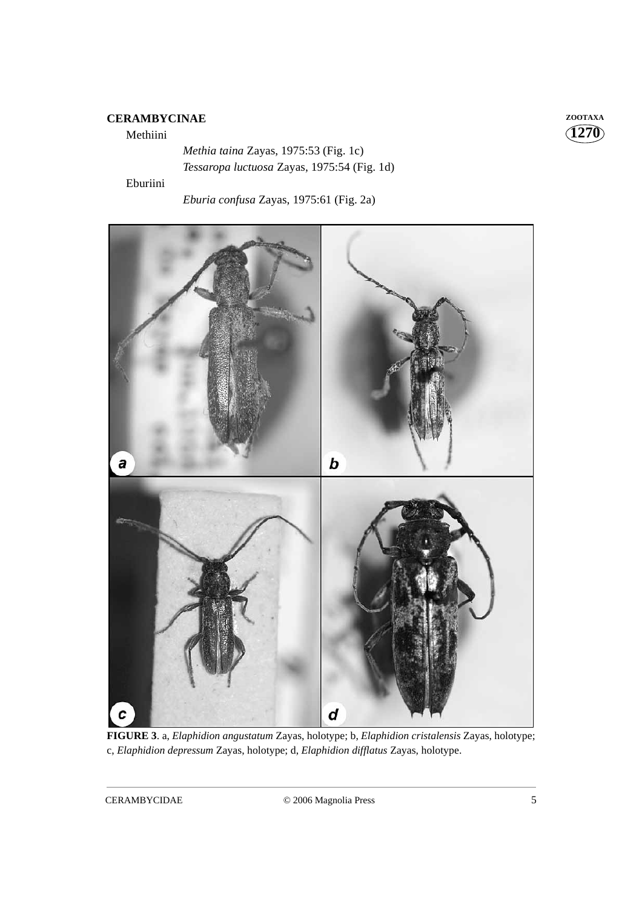**CERAMBYCINAE**

Methiini

*Methia taina* Zayas, 1975:53 (Fig. 1c)

*Tessaropa luctuosa* Zayas, 1975:54 (Fig. 1d)

Eburiini

*Eburia confusa* Zayas, 1975:61 (Fig. 2a)

**FIGURE 3**. a, *Elaphidion angustatum* Zayas, holotype; b, *Elaphidion cristalensis* Zayas, holotype; c, *Elaphidion depressum* Zayas, holotype; d, *Elaphidion difflatus* Zayas, holotype.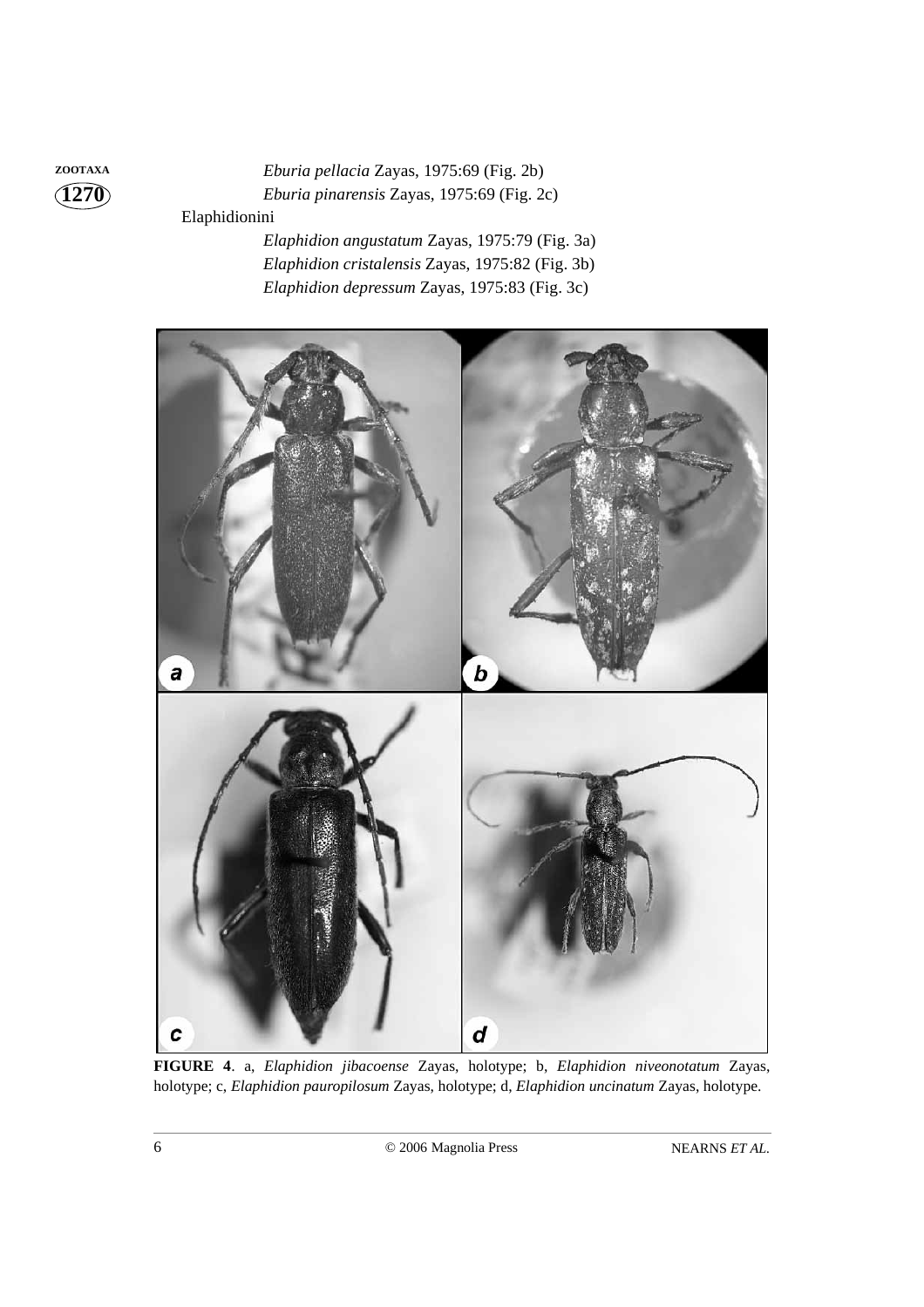*Eburia pellacia* Zayas, 1975:69 (Fig. 2b)

*Eburia pinarensis* Zayas, 1975:69 (Fig. 2c)

Elaphidionini

*Elaphidion angustatum* Zayas, 1975:79 (Fig. 3a)

*Elaphidion cristalensis* Zayas, 1975:82 (Fig. 3b)

*Elaphidion depressum* Zayas, 1975:83 (Fig. 3c)

**FIGURE 4**. a, *Elaphidion jibacoense* Zayas, holotype; b, *Elaphidion niveonotatum* Zayas, holotype; c, *Elaphidion pauropilosum* Zayas, holotype; d, *Elaphidion uncinatum* Zayas, holotype.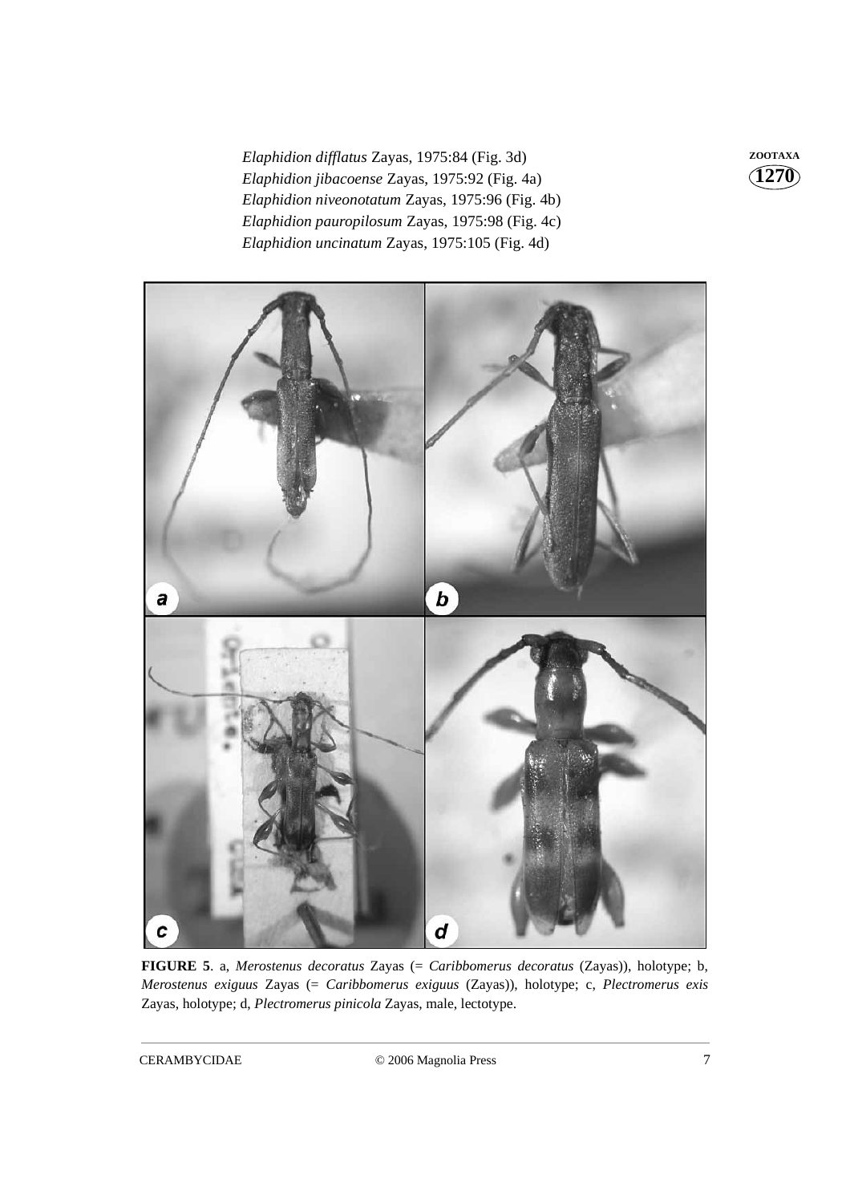*Elaphidion difflatus* Zayas, 1975:84 (Fig. 3d)
*Elaphidion jibacoense* Zayas, 1975:92 (Fig. 4a)
*Elaphidion niveonotatum* Zayas, 1975:96 (Fig. 4b)
*Elaphidion pauropilosum* Zayas, 1975:98 (Fig. 4c)
*Elaphidion uncinatum* Zayas, 1975:105 (Fig. 4d)

**FIGURE 5**. a, *Merostenus decoratus* Zayas (= *Caribbomerus decoratus* (Zayas)), holotype; b, *Merostenus exiguus* Zayas (= *Caribbomerus exiguus* (Zayas)), holotype; c, *Plectromerus exis* Zayas, holotype; d, *Plectromerus pinicola* Zayas, male, lectotype.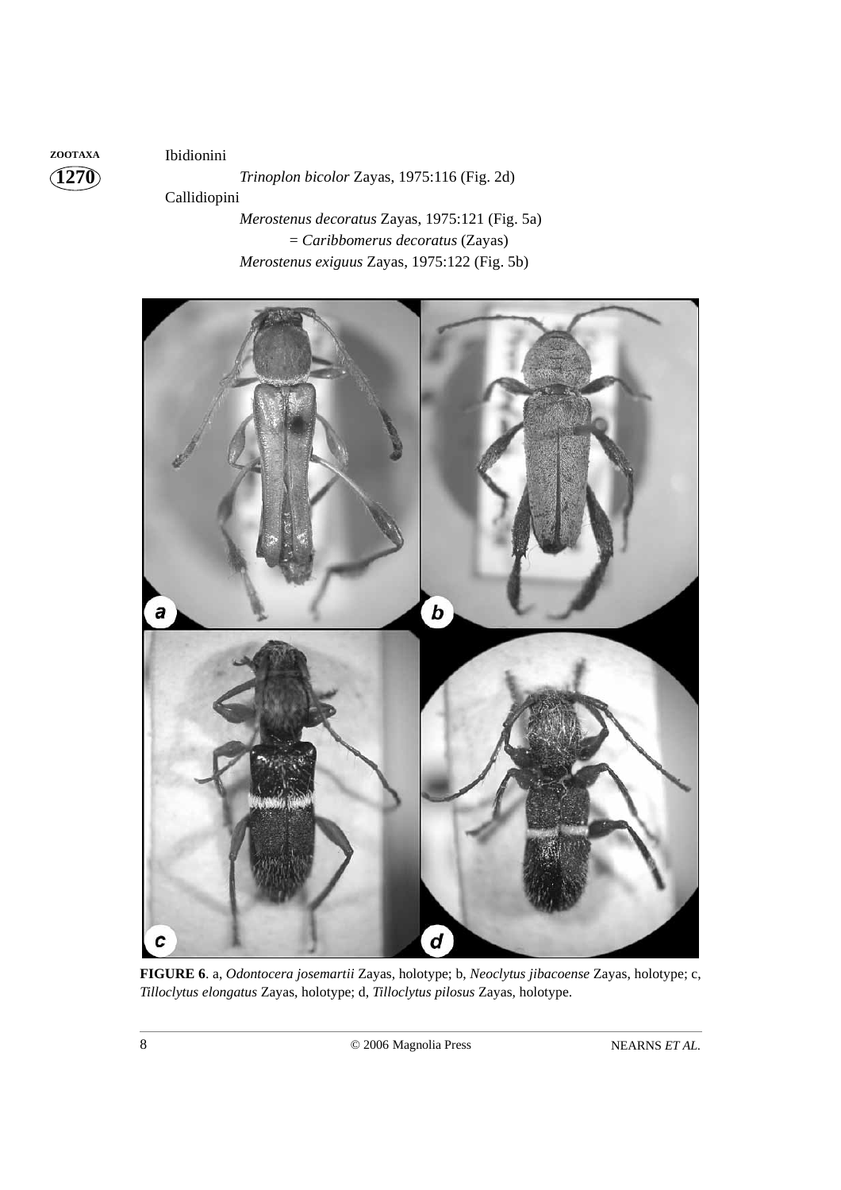Ibidionini

*Trinoplon bicolor* Zayas, 1975:116 (Fig. 2d)

Callidiopini

*Merostenus decoratus* Zayas, 1975:121 (Fig. 5a)

= *Caribbomerus decoratus* (Zayas)

*Merostenus exiguus* Zayas, 1975:122 (Fig. 5b)

**FIGURE 6**. a, *Odontocera josemartii* Zayas, holotype; b, *Neoclytus jibacoense* Zayas, holotype; c, *Tilloclytus elongatus* Zayas, holotype; d, *Tilloclytus pilosus* Zayas, holotype.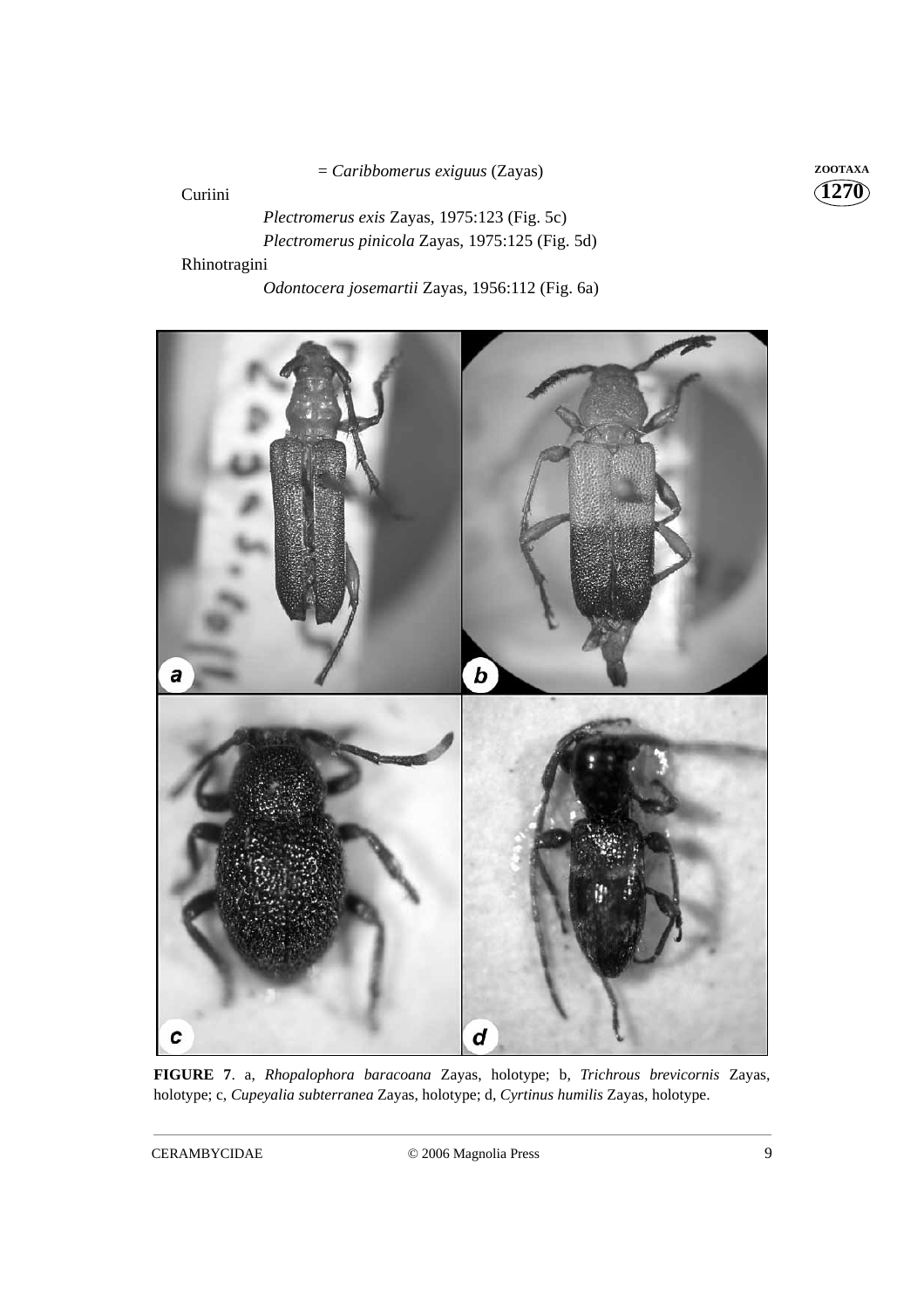= *Caribbomerus exiguus* (Zayas)

Curiini

*Plectromerus exis* Zayas, 1975:123 (Fig. 5c)

*Plectromerus pinicola* Zayas, 1975:125 (Fig. 5d)

Rhinotragini

*Odontocera josemartii* Zayas, 1956:112 (Fig. 6a)

**FIGURE 7**. a, *Rhopalophora baracoana* Zayas, holotype; b, *Trichrous brevicornis* Zayas, holotype; c, *Cupeyalia subterranea* Zayas, holotype; d, *Cyrtinus humilis* Zayas, holotype.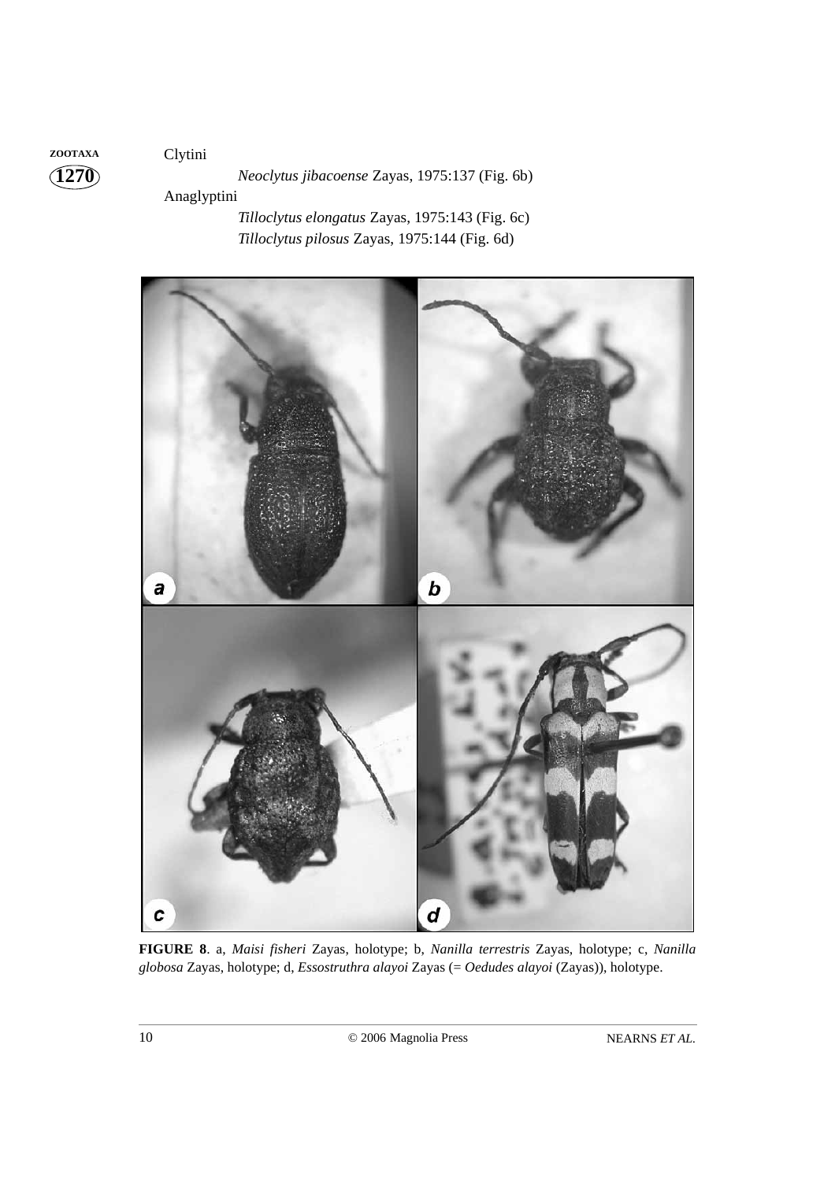Clytini

*Neoclytus jibacoense* Zayas, 1975:137 (Fig. 6b)

Anaglyptini

*Tilloclytus elongatus* Zayas, 1975:143 (Fig. 6c)

*Tilloclytus pilosus* Zayas, 1975:144 (Fig. 6d)

**FIGURE 8**. a, *Maisi fisheri* Zayas, holotype; b, *Nanilla terrestris* Zayas, holotype; c, *Nanilla globosa* Zayas, holotype; d, *Essostruthra alayoi* Zayas (= *Oedudes alayoi* (Zayas)), holotype.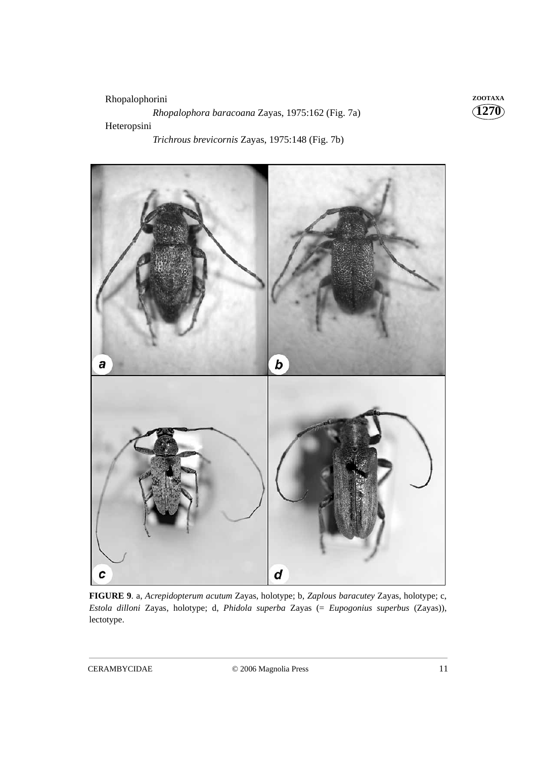Rhopalophorini

*Rhopalophora baracoana* Zayas, 1975:162 (Fig. 7a)

Heteropsini

*Trichrous brevicornis* Zayas, 1975:148 (Fig. 7b)

**FIGURE 9**. a, *Acrepidopterum acutum* Zayas, holotype; b, *Zaplous baracutey* Zayas, holotype; c, *Estola dilloni* Zayas, holotype; d, *Phidola superba* Zayas (= *Eupogonius superbus* (Zayas)), lectotype.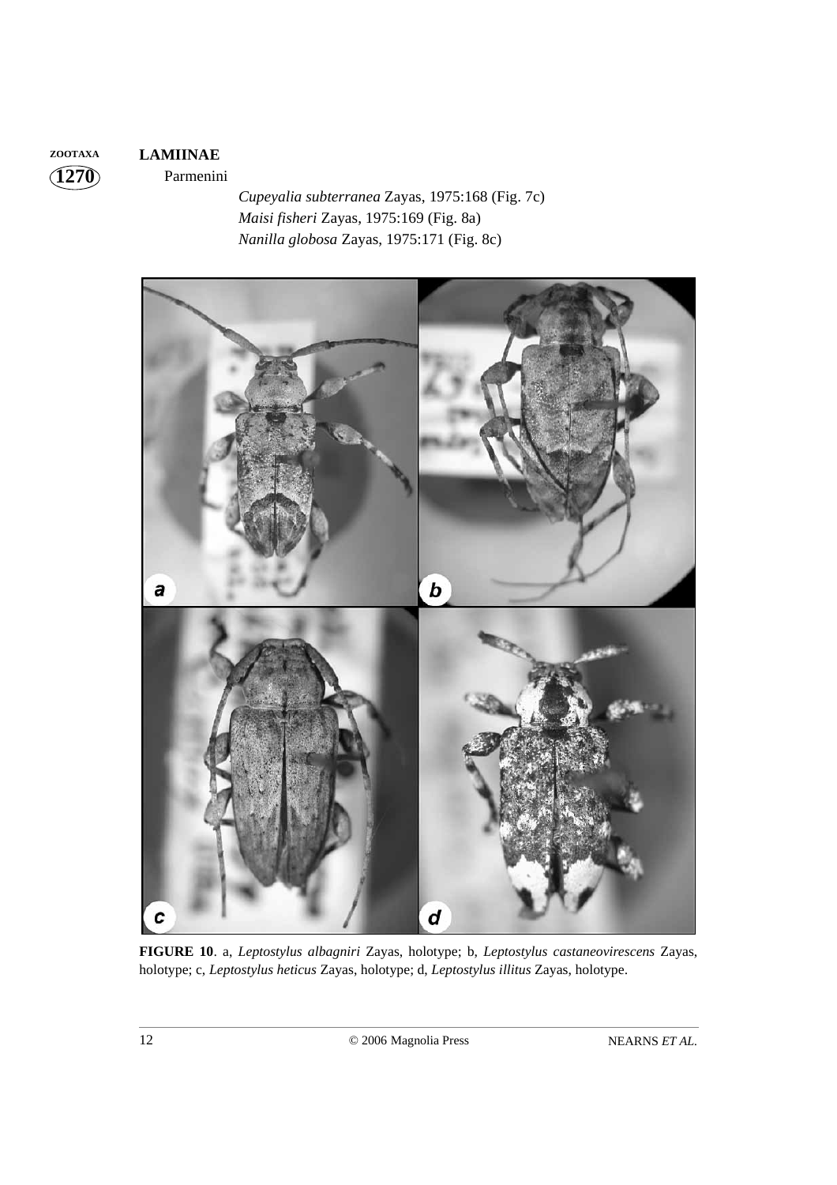**LAMIINAE**

Parmenini

*Cupeyalia subterranea* Zayas, 1975:168 (Fig. 7c)
*Maisi fisheri* Zayas, 1975:169 (Fig. 8a)
*Nanilla globosa* Zayas, 1975:171 (Fig. 8c)

**FIGURE 10**. a, *Leptostylus albagniri* Zayas, holotype; b, *Leptostylus castaneovirescens* Zayas, holotype; c, *Leptostylus heticus* Zayas, holotype; d, *Leptostylus illitus* Zayas, holotype.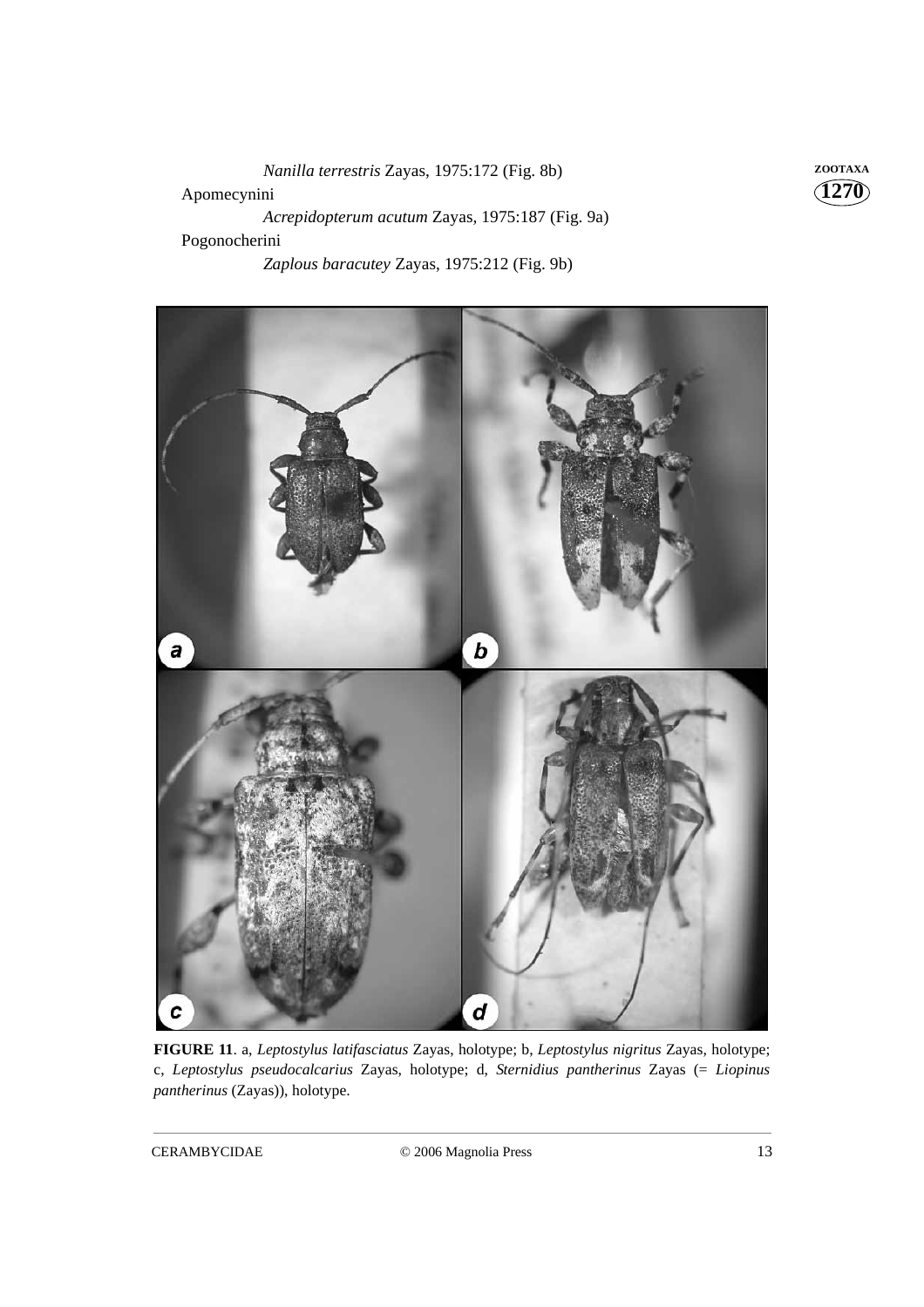*Nanilla terrestris* Zayas, 1975:172 (Fig. 8b)

Apomecynini

*Acrepidopterum acutum* Zayas, 1975:187 (Fig. 9a)

Pogonocherini

*Zaplous baracutey* Zayas, 1975:212 (Fig. 9b)

**FIGURE 11**. a, *Leptostylus latifasciatus* Zayas, holotype; b, *Leptostylus nigritus* Zayas, holotype; c, *Leptostylus pseudocalcarius* Zayas, holotype; d, *Sternidius pantherinus* Zayas (= *Liopinus pantherinus* (Zayas)), holotype.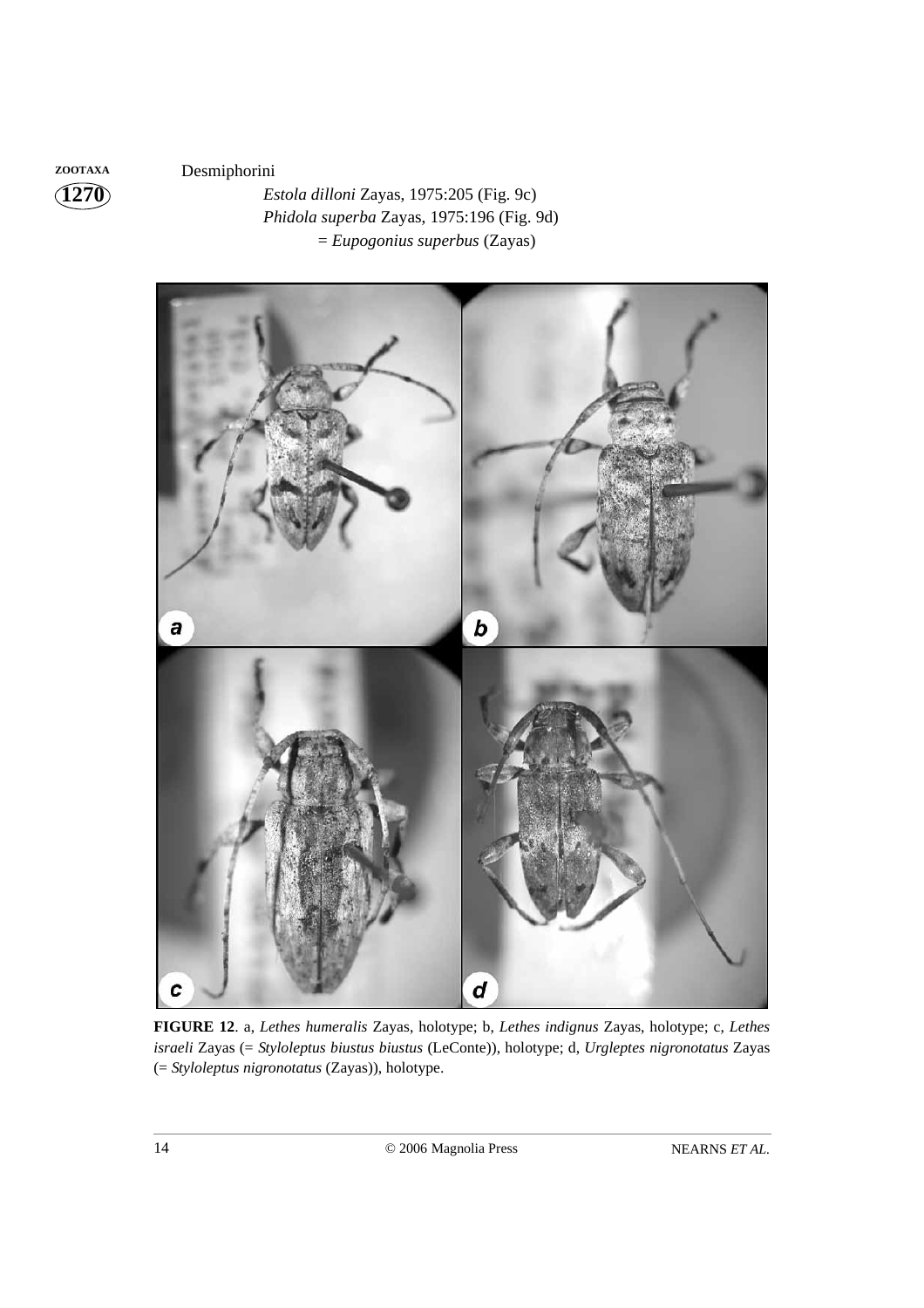Desmiphorini

*Estola dilloni* Zayas, 1975:205 (Fig. 9c)

*Phidola superba* Zayas, 1975:196 (Fig. 9d)

= *Eupogonius superbus* (Zayas)

**FIGURE 12**. a, *Lethes humeralis* Zayas, holotype; b, *Lethes indignus* Zayas, holotype; c, *Lethes israeli* Zayas (= *Styloleptus biustus biustus* (LeConte)), holotype; d, *Urgleptes nigronotatus* Zayas (= *Styloleptus nigronotatus* (Zayas)), holotype.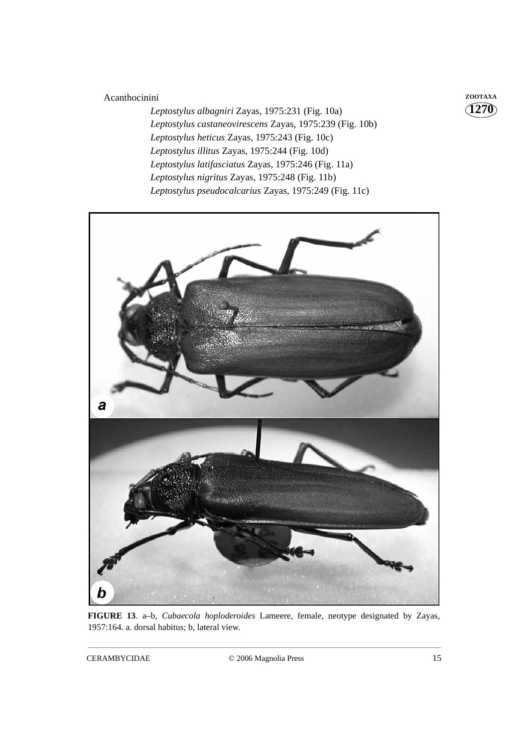Acanthocinini

*Leptostylus albagniri* Zayas, 1975:231 (Fig. 10a)
*Leptostylus castaneovirescens* Zayas, 1975:239 (Fig. 10b)
*Leptostylus heticus* Zayas, 1975:243 (Fig. 10c)
*Leptostylus illitus* Zayas, 1975:244 (Fig. 10d)
*Leptostylus latifasciatus* Zayas, 1975:246 (Fig. 11a)
*Leptostylus nigritus* Zayas, 1975:248 (Fig. 11b)
*Leptostylus pseudocalcarius* Zayas, 1975:249 (Fig. 11c)

**FIGURE 13**. a–b, *Cubaecola hoploderoides* Lameere, female, neotype designated by Zayas, 1957:164. a. dorsal habitus; b, lateral view.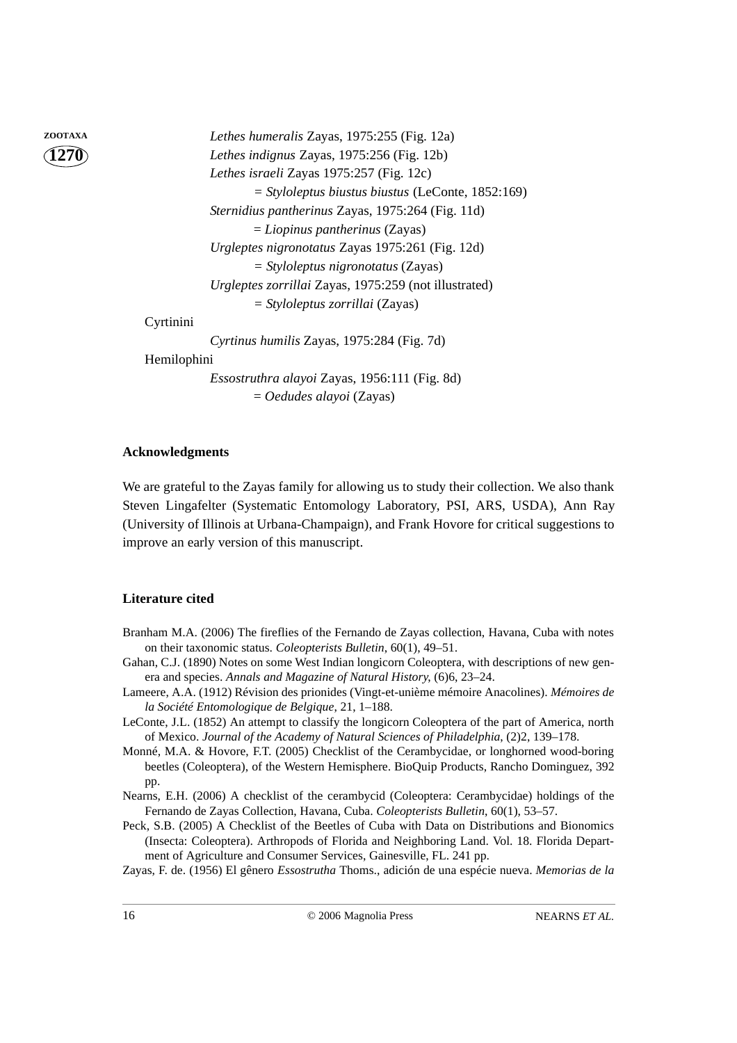*Lethes humeralis* Zayas, 1975:255 (Fig. 12a)
*Lethes indignus* Zayas, 1975:256 (Fig. 12b)
*Lethes israeli* Zayas 1975:257 (Fig. 12c)
 = *Styloleptus biustus biustus* (LeConte, 1852:169)
*Sternidius pantherinus* Zayas, 1975:264 (Fig. 11d)
 = *Liopinus pantherinus* (Zayas)
*Urgleptes nigronotatus* Zayas 1975:261 (Fig. 12d)
 = *Styloleptus nigronotatus* (Zayas)
*Urgleptes zorrillai* Zayas, 1975:259 (not illustrated)
 = *Styloleptus zorrillai* (Zayas)

Cyrtinini

*Cyrtinus humilis* Zayas, 1975:284 (Fig. 7d)

Hemilophini

*Essostruthra alayoi* Zayas, 1956:111 (Fig. 8d)
 = *Oedudes alayoi* (Zayas)

## Acknowledgments

We are grateful to the Zayas family for allowing us to study their collection. We also thank Steven Lingafelter (Systematic Entomology Laboratory, PSI, ARS, USDA), Ann Ray (University of Illinois at Urbana-Champaign), and Frank Hovore for critical suggestions to improve an early version of this manuscript.

## Literature cited

Branham M.A. (2006) The fireflies of the Fernando de Zayas collection, Havana, Cuba with notes on their taxonomic status. *Coleopterists Bulletin*, 60(1), 49–51.

Gahan, C.J. (1890) Notes on some West Indian longicorn Coleoptera, with descriptions of new genera and species. *Annals and Magazine of Natural History,* (6)6, 23–24.

Lameere, A.A. (1912) Révision des prionides (Vingt-et-unième mémoire Anacolines). *Mémoires de la Société Entomologique de Belgique*, 21, 1–188.

LeConte, J.L. (1852) An attempt to classify the longicorn Coleoptera of the part of America, north of Mexico. *Journal of the Academy of Natural Sciences of Philadelphia*, (2)2, 139–178.

Monné, M.A. & Hovore, F.T. (2005) Checklist of the Cerambycidae, or longhorned wood-boring beetles (Coleoptera), of the Western Hemisphere. BioQuip Products, Rancho Dominguez, 392 pp.

Nearns, E.H. (2006) A checklist of the cerambycid (Coleoptera: Cerambycidae) holdings of the Fernando de Zayas Collection, Havana, Cuba. *Coleopterists Bulletin*, 60(1), 53–57.

Peck, S.B. (2005) A Checklist of the Beetles of Cuba with Data on Distributions and Bionomics (Insecta: Coleoptera). Arthropods of Florida and Neighboring Land. Vol. 18. Florida Department of Agriculture and Consumer Services, Gainesville, FL. 241 pp.

Zayas, F. de. (1956) El gênero *Essostrutha* Thoms., adición de una espécie nueva. *Memorias de la*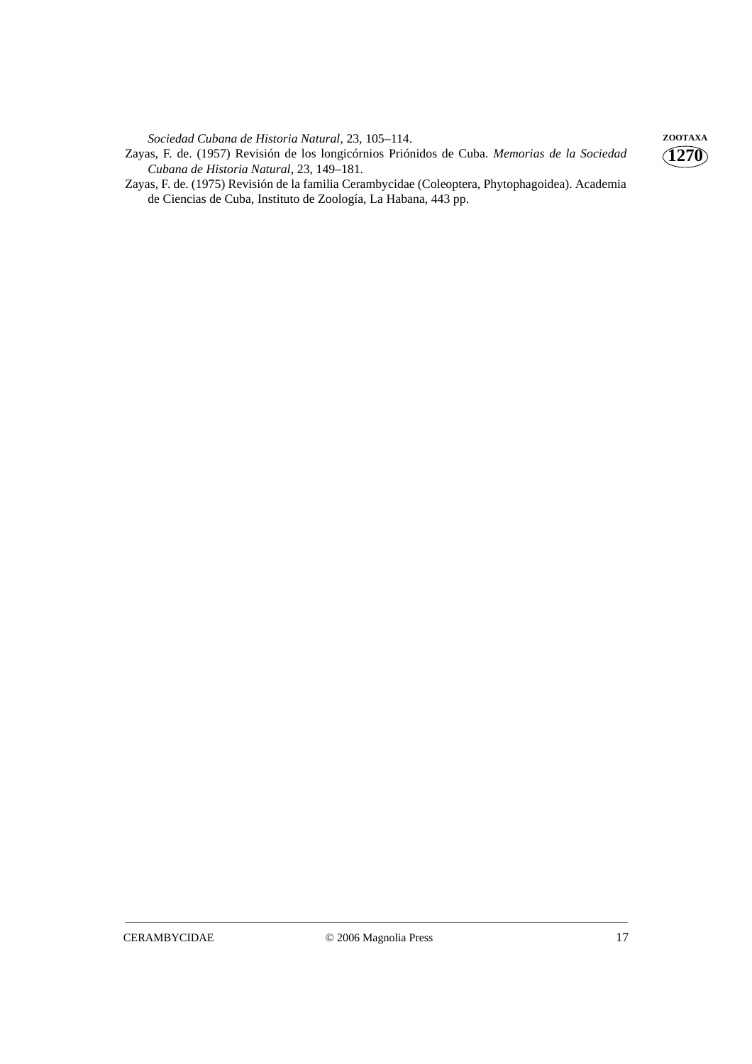*Sociedad Cubana de Historia Natural*, 23, 105–114.

Zayas, F. de. (1957) Revisión de los longicórnios Priónidos de Cuba. *Memorias de la Sociedad Cubana de Historia Natural*, 23, 149–181.

Zayas, F. de. (1975) Revisión de la familia Cerambycidae (Coleoptera, Phytophagoidea). Academia de Ciencias de Cuba, Instituto de Zoología, La Habana, 443 pp.